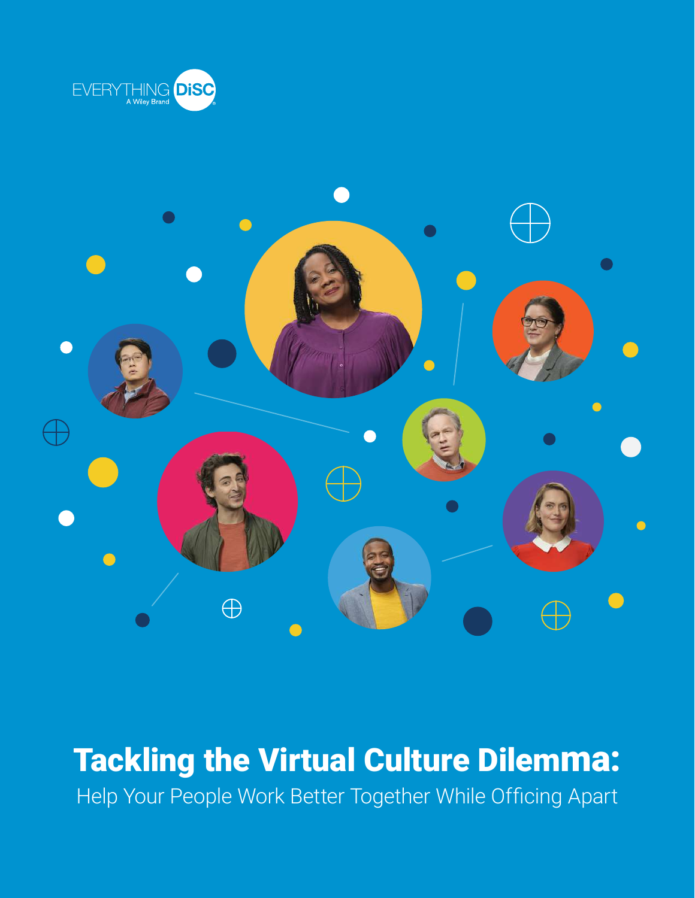EVERYTHING DiSC
A Wiley Brand

# Tackling the Virtual Culture Dilemma:

Help Your People Work Better Together While Officing Apart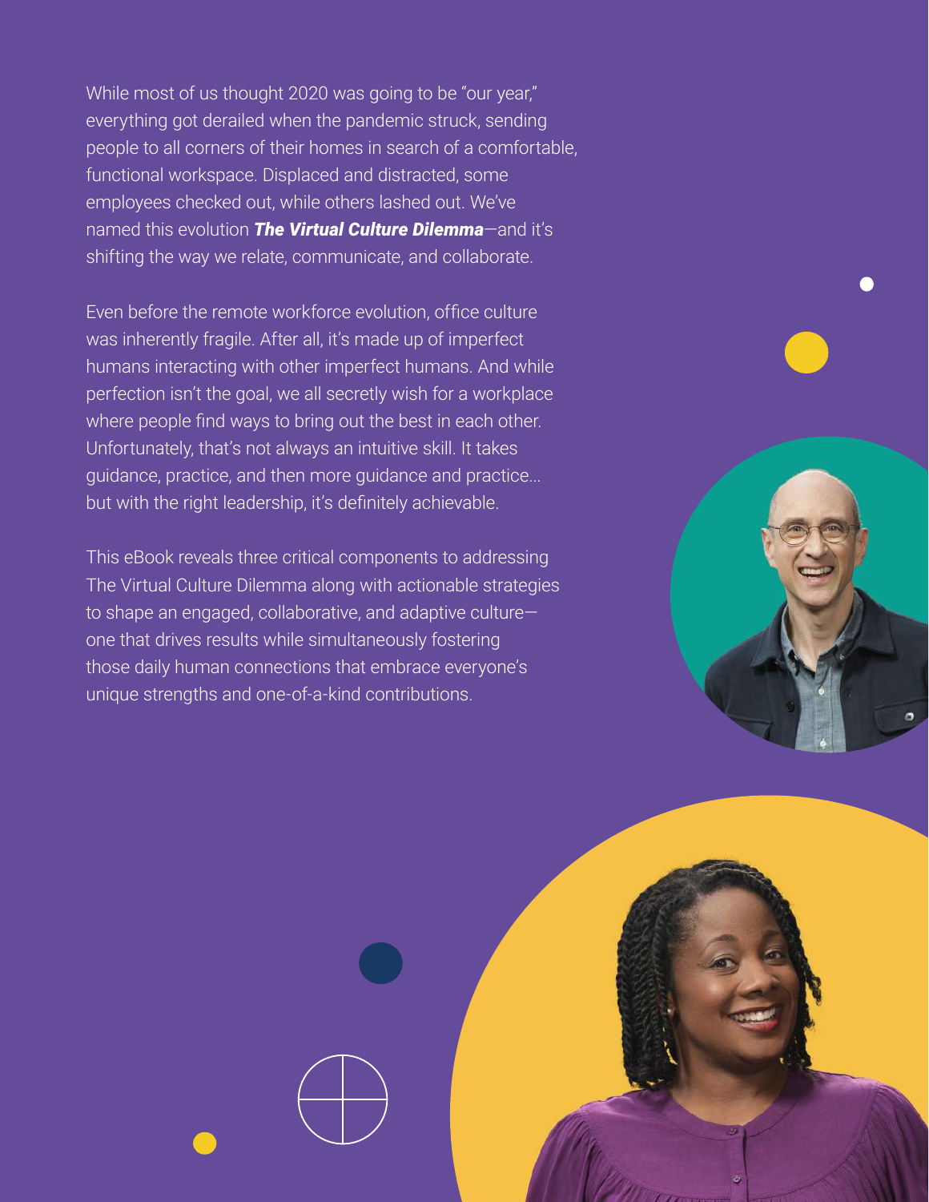While most of us thought 2020 was going to be "our year," everything got derailed when the pandemic struck, sending people to all corners of their homes in search of a comfortable, functional workspace. Displaced and distracted, some employees checked out, while others lashed out. We've named this evolution ***The Virtual Culture Dilemma***—and it's shifting the way we relate, communicate, and collaborate.

Even before the remote workforce evolution, office culture was inherently fragile. After all, it's made up of imperfect humans interacting with other imperfect humans. And while perfection isn't the goal, we all secretly wish for a workplace where people find ways to bring out the best in each other. Unfortunately, that's not always an intuitive skill. It takes guidance, practice, and then more guidance and practice... but with the right leadership, it's definitely achievable.

This eBook reveals three critical components to addressing The Virtual Culture Dilemma along with actionable strategies to shape an engaged, collaborative, and adaptive culture—one that drives results while simultaneously fostering those daily human connections that embrace everyone's unique strengths and one-of-a-kind contributions.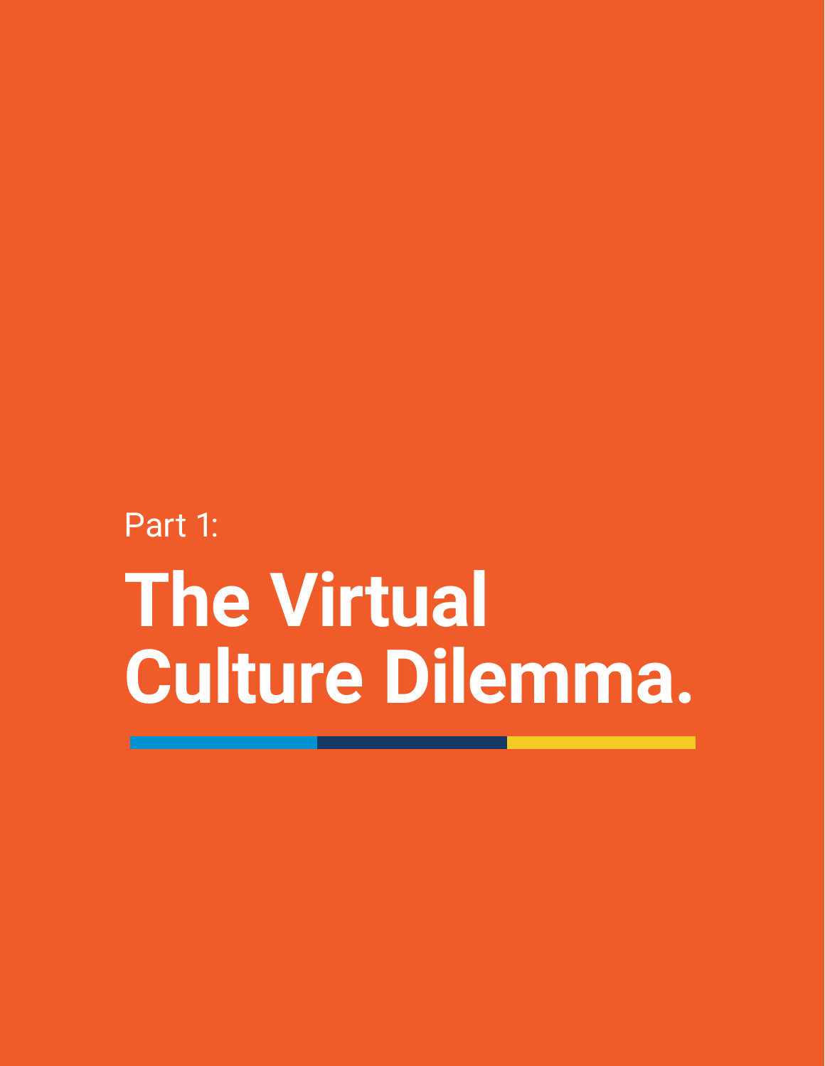Part 1:

# The Virtual Culture Dilemma.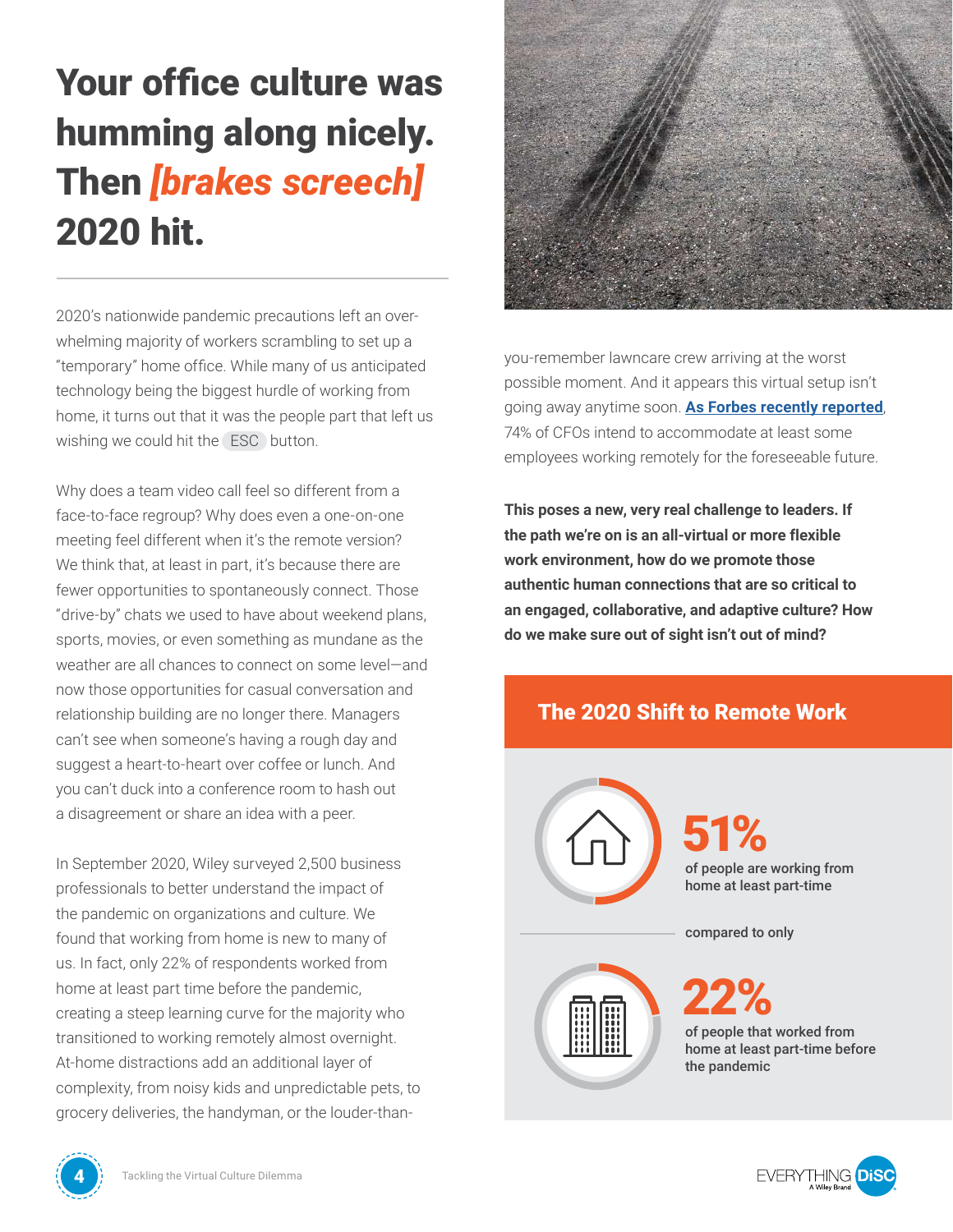# Your office culture was humming along nicely. Then *[brakes screech]* 2020 hit.

2020's nationwide pandemic precautions left an overwhelming majority of workers scrambling to set up a "temporary" home office. While many of us anticipated technology being the biggest hurdle of working from home, it turns out that it was the people part that left us wishing we could hit the ESC button.

Why does a team video call feel so different from a face-to-face regroup? Why does even a one-on-one meeting feel different when it's the remote version? We think that, at least in part, it's because there are fewer opportunities to spontaneously connect. Those "drive-by" chats we used to have about weekend plans, sports, movies, or even something as mundane as the weather are all chances to connect on some level—and now those opportunities for casual conversation and relationship building are no longer there. Managers can't see when someone's having a rough day and suggest a heart-to-heart over coffee or lunch. And you can't duck into a conference room to hash out a disagreement or share an idea with a peer.

In September 2020, Wiley surveyed 2,500 business professionals to better understand the impact of the pandemic on organizations and culture. We found that working from home is new to many of us. In fact, only 22% of respondents worked from home at least part time before the pandemic, creating a steep learning curve for the majority who transitioned to working remotely almost overnight. At-home distractions add an additional layer of complexity, from noisy kids and unpredictable pets, to grocery deliveries, the handyman, or the louder-than-you-remember lawncare crew arriving at the worst possible moment. And it appears this virtual setup isn't going away anytime soon. **As Forbes recently reported**, 74% of CFOs intend to accommodate at least some employees working remotely for the foreseeable future.

**This poses a new, very real challenge to leaders. If the path we're on is an all-virtual or more flexible work environment, how do we promote those authentic human connections that are so critical to an engaged, collaborative, and adaptive culture? How do we make sure out of sight isn't out of mind?**

## The 2020 Shift to Remote Work

**51%** of people are working from home at least part-time

compared to only

**22%** of people that worked from home at least part-time before the pandemic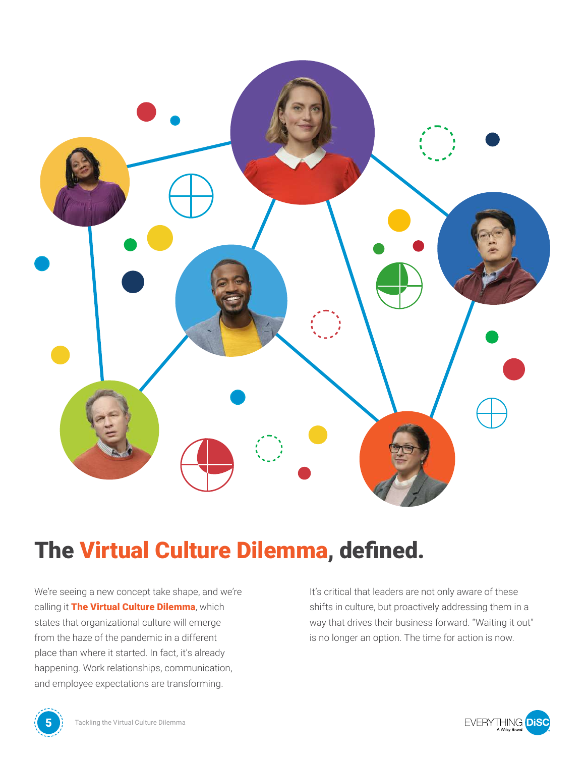# The Virtual Culture Dilemma, defined.

We're seeing a new concept take shape, and we're calling it **The Virtual Culture Dilemma**, which states that organizational culture will emerge from the haze of the pandemic in a different place than where it started. In fact, it's already happening. Work relationships, communication, and employee expectations are transforming.

It's critical that leaders are not only aware of these shifts in culture, but proactively addressing them in a way that drives their business forward. "Waiting it out" is no longer an option. The time for action is now.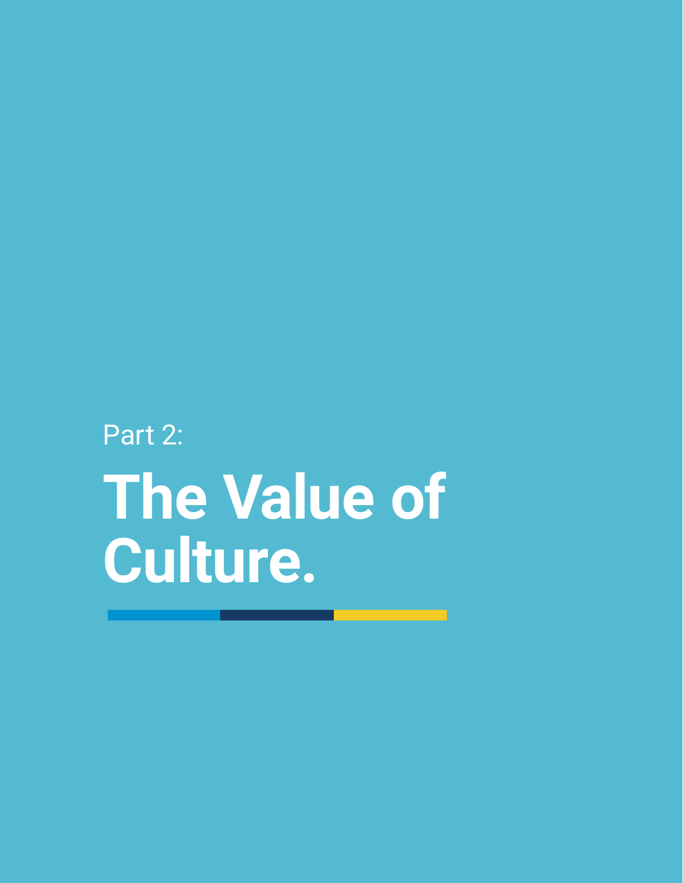Part 2:

# The Value of Culture.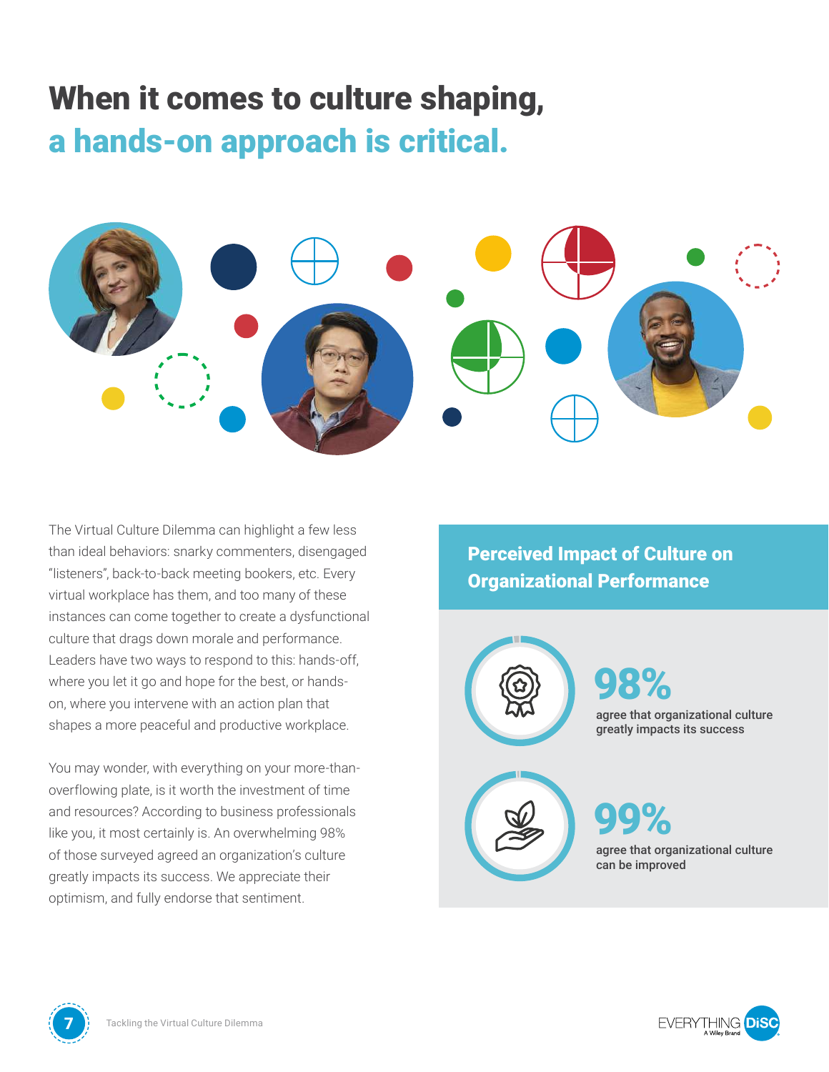# When it comes to culture shaping, a hands-on approach is critical.

The Virtual Culture Dilemma can highlight a few less than ideal behaviors: snarky commenters, disengaged "listeners", back-to-back meeting bookers, etc. Every virtual workplace has them, and too many of these instances can come together to create a dysfunctional culture that drags down morale and performance. Leaders have two ways to respond to this: hands-off, where you let it go and hope for the best, or hands-on, where you intervene with an action plan that shapes a more peaceful and productive workplace.

You may wonder, with everything on your more-than-overflowing plate, is it worth the investment of time and resources? According to business professionals like you, it most certainly is. An overwhelming 98% of those surveyed agreed an organization's culture greatly impacts its success. We appreciate their optimism, and fully endorse that sentiment.

## Perceived Impact of Culture on Organizational Performance

**98%**
agree that organizational culture greatly impacts its success

**99%**
agree that organizational culture can be improved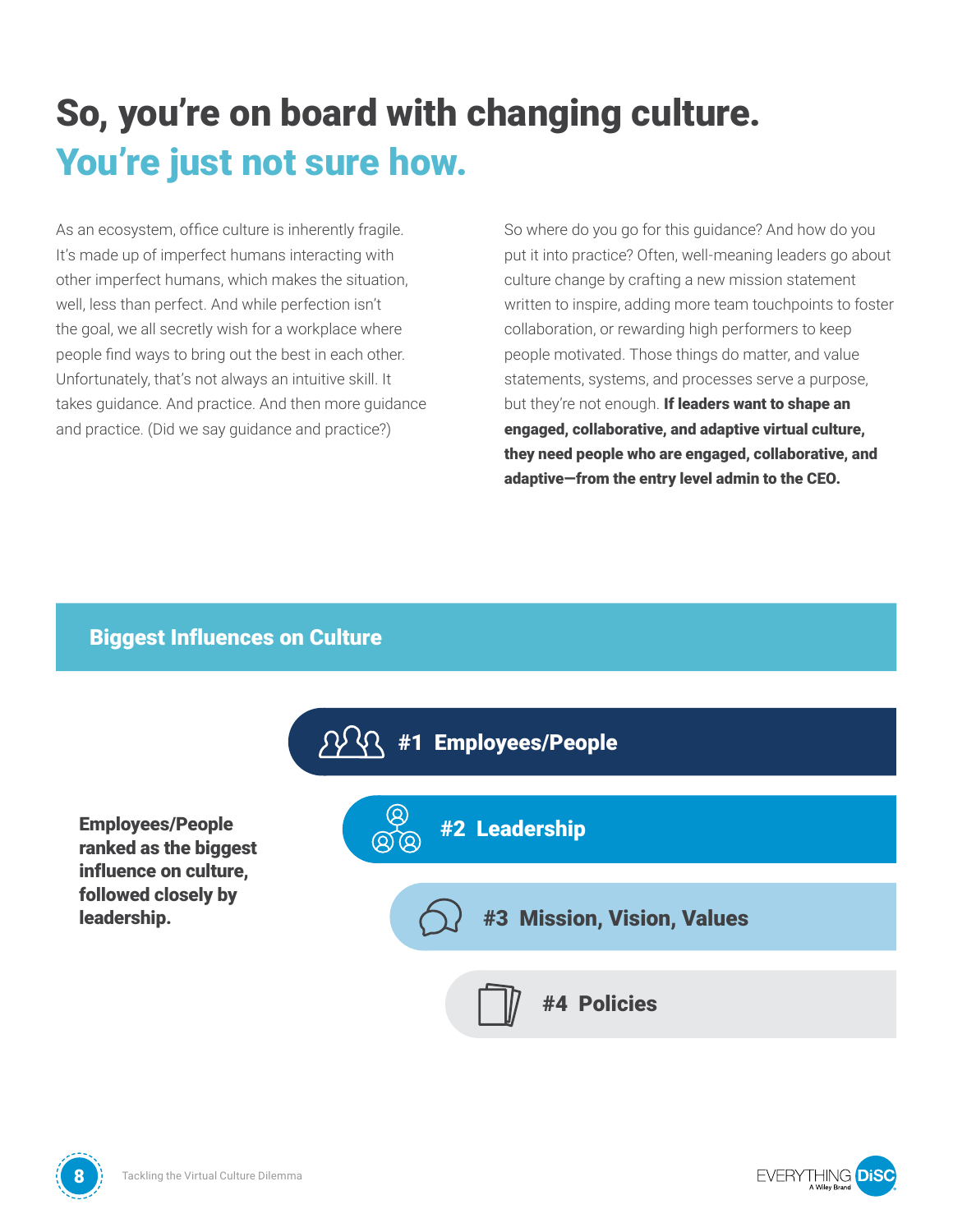# So, you're on board with changing culture. You're just not sure how.

As an ecosystem, office culture is inherently fragile. It's made up of imperfect humans interacting with other imperfect humans, which makes the situation, well, less than perfect. And while perfection isn't the goal, we all secretly wish for a workplace where people find ways to bring out the best in each other. Unfortunately, that's not always an intuitive skill. It takes guidance. And practice. And then more guidance and practice. (Did we say guidance and practice?)

So where do you go for this guidance? And how do you put it into practice? Often, well-meaning leaders go about culture change by crafting a new mission statement written to inspire, adding more team touchpoints to foster collaboration, or rewarding high performers to keep people motivated. Those things do matter, and value statements, systems, and processes serve a purpose, but they're not enough. **If leaders want to shape an engaged, collaborative, and adaptive virtual culture, they need people who are engaged, collaborative, and adaptive—from the entry level admin to the CEO.**

## Biggest Influences on Culture

**Employees/People ranked as the biggest influence on culture, followed closely by leadership.**

- **#1 Employees/People**
- **#2 Leadership**
- **#3 Mission, Vision, Values**
- **#4 Policies**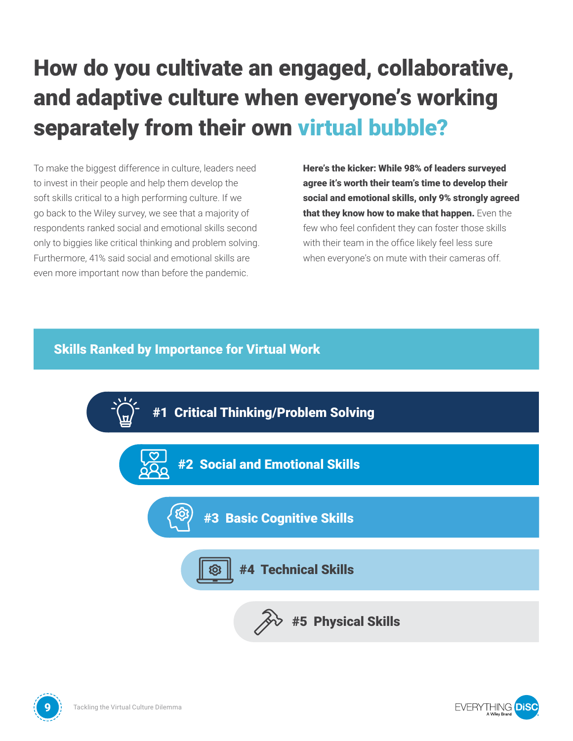# How do you cultivate an engaged, collaborative, and adaptive culture when everyone's working separately from their own virtual bubble?

To make the biggest difference in culture, leaders need to invest in their people and help them develop the soft skills critical to a high performing culture. If we go back to the Wiley survey, we see that a majority of respondents ranked social and emotional skills second only to biggies like critical thinking and problem solving. Furthermore, 41% said social and emotional skills are even more important now than before the pandemic.

**Here's the kicker: While 98% of leaders surveyed agree it's worth their team's time to develop their social and emotional skills, only 9% strongly agreed that they know how to make that happen.** Even the few who feel confident they can foster those skills with their team in the office likely feel less sure when everyone's on mute with their cameras off.

## Skills Ranked by Importance for Virtual Work

**#1 Critical Thinking/Problem Solving**

**#2 Social and Emotional Skills**

**#3 Basic Cognitive Skills**

**#4 Technical Skills**

**#5 Physical Skills**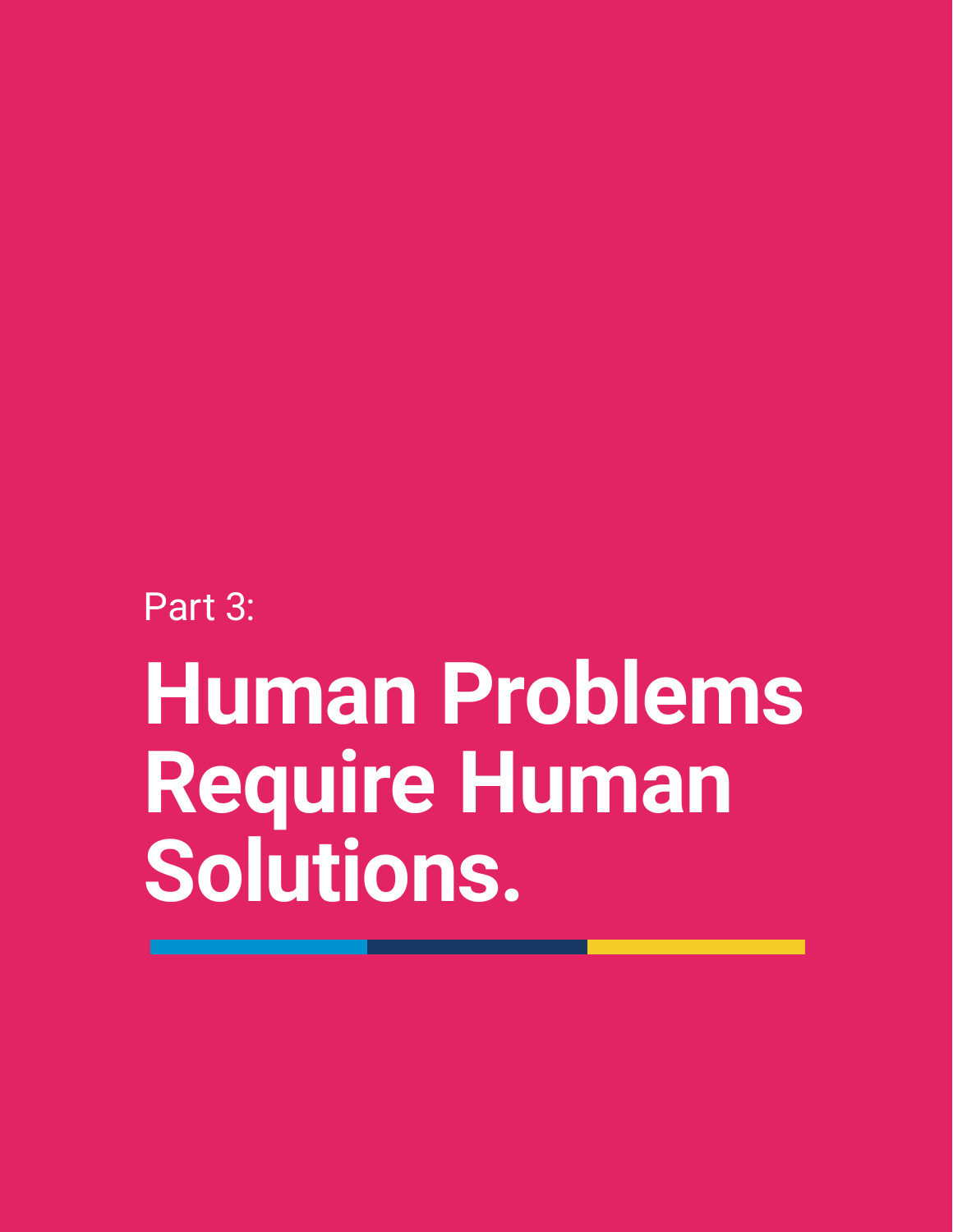Part 3:

# Human Problems Require Human Solutions.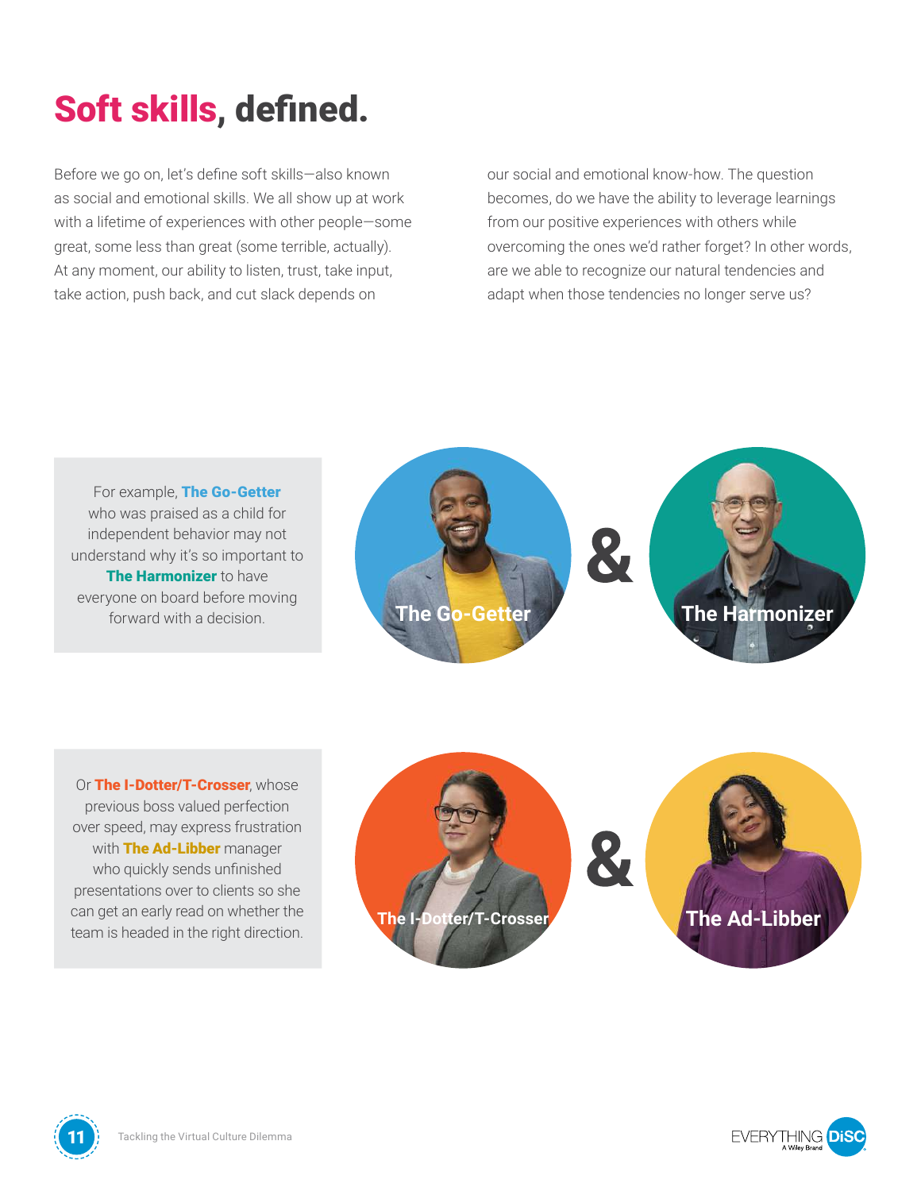# **Soft skills**, defined.

Before we go on, let's define soft skills—also known as social and emotional skills. We all show up at work with a lifetime of experiences with other people—some great, some less than great (some terrible, actually). At any moment, our ability to listen, trust, take input, take action, push back, and cut slack depends on our social and emotional know-how. The question becomes, do we have the ability to leverage learnings from our positive experiences with others while overcoming the ones we'd rather forget? In other words, are we able to recognize our natural tendencies and adapt when those tendencies no longer serve us?

For example, **The Go-Getter** who was praised as a child for independent behavior may not understand why it's so important to **The Harmonizer** to have everyone on board before moving forward with a decision.

The Go-Getter & The Harmonizer

Or **The I-Dotter/T-Crosser**, whose previous boss valued perfection over speed, may express frustration with **The Ad-Libber** manager who quickly sends unfinished presentations over to clients so she can get an early read on whether the team is headed in the right direction.

The I-Dotter/T-Crosser & The Ad-Libber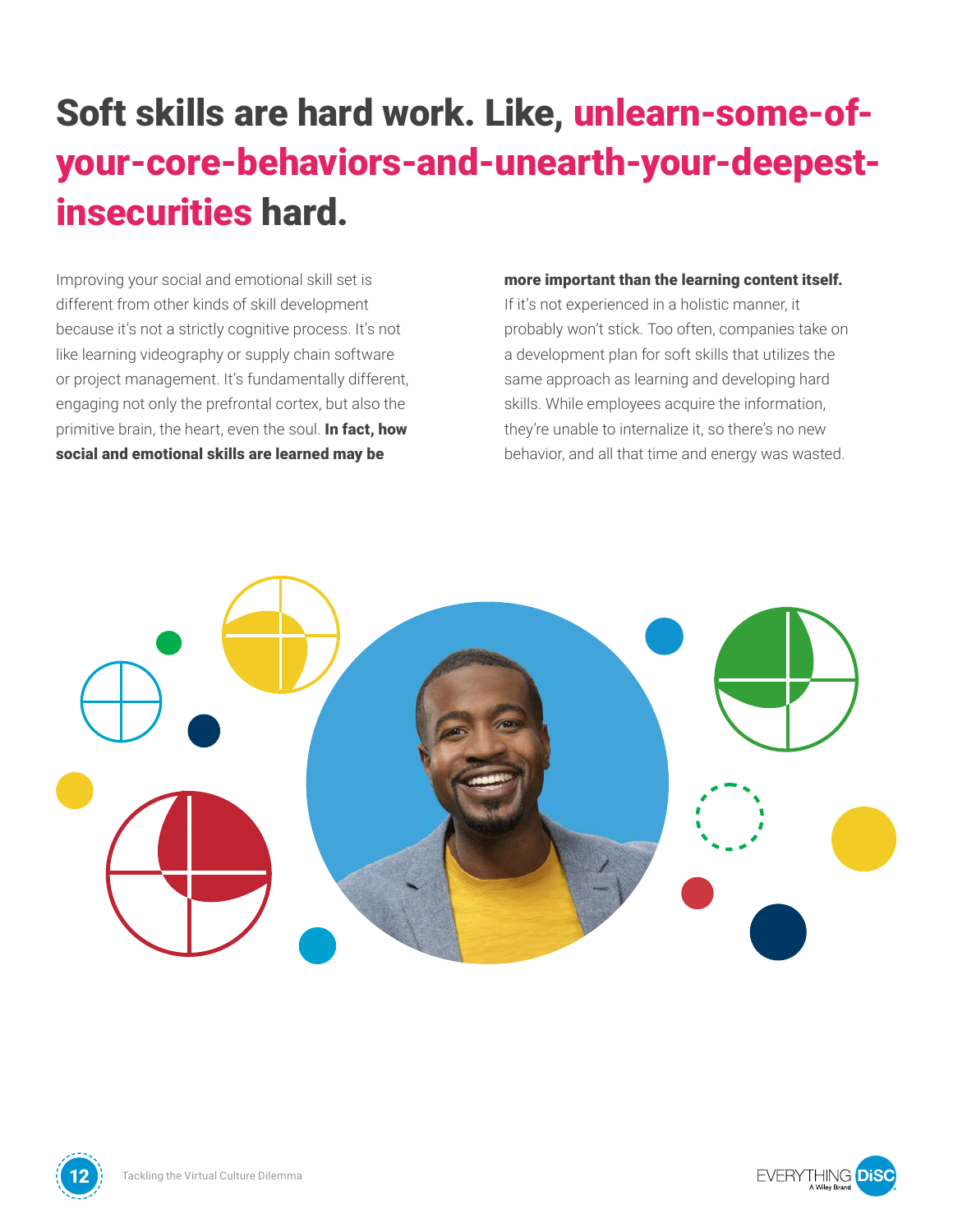# Soft skills are hard work. Like, unearn-some-of-your-core-behaviors-and-unearth-your-deepest-insecurities hard.

Improving your social and emotional skill set is different from other kinds of skill development because it's not a strictly cognitive process. It's not like learning videography or supply chain software or project management. It's fundamentally different, engaging not only the prefrontal cortex, but also the primitive brain, the heart, even the soul. **In fact, how social and emotional skills are learned may be more important than the learning content itself.** If it's not experienced in a holistic manner, it probably won't stick. Too often, companies take on a development plan for soft skills that utilizes the same approach as learning and developing hard skills. While employees acquire the information, they're unable to internalize it, so there's no new behavior, and all that time and energy was wasted.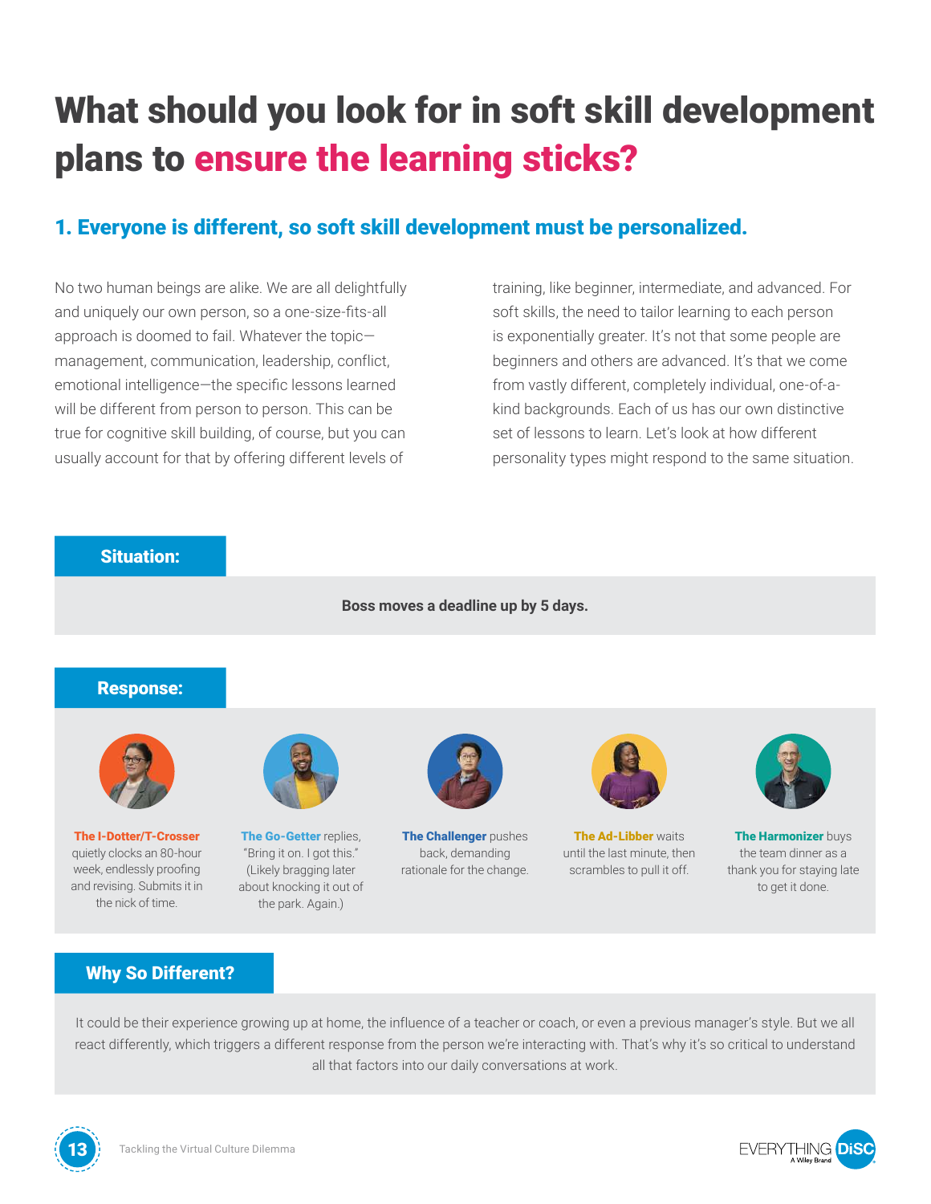# What should you look for in soft skill development plans to ensure the learning sticks?

## 1. Everyone is different, so soft skill development must be personalized.

No two human beings are alike. We are all delightfully and uniquely our own person, so a one-size-fits-all approach is doomed to fail. Whatever the topic—management, communication, leadership, conflict, emotional intelligence—the specific lessons learned will be different from person to person. This can be true for cognitive skill building, of course, but you can usually account for that by offering different levels of training, like beginner, intermediate, and advanced. For soft skills, the need to tailor learning to each person is exponentially greater. It's not that some people are beginners and others are advanced. It's that we come from vastly different, completely individual, one-of-a-kind backgrounds. Each of us has our own distinctive set of lessons to learn. Let's look at how different personality types might respond to the same situation.

### Situation:

**Boss moves a deadline up by 5 days.**

### Response:

**The I-Dotter/T-Crosser** quietly clocks an 80-hour week, endlessly proofing and revising. Submits it in the nick of time.

**The Go-Getter** replies, "Bring it on. I got this." (Likely bragging later about knocking it out of the park. Again.)

**The Challenger** pushes back, demanding rationale for the change.

**The Ad-Libber** waits until the last minute, then scrambles to pull it off.

**The Harmonizer** buys the team dinner as a thank you for staying late to get it done.

### Why So Different?

It could be their experience growing up at home, the influence of a teacher or coach, or even a previous manager's style. But we all react differently, which triggers a different response from the person we're interacting with. That's why it's so critical to understand all that factors into our daily conversations at work.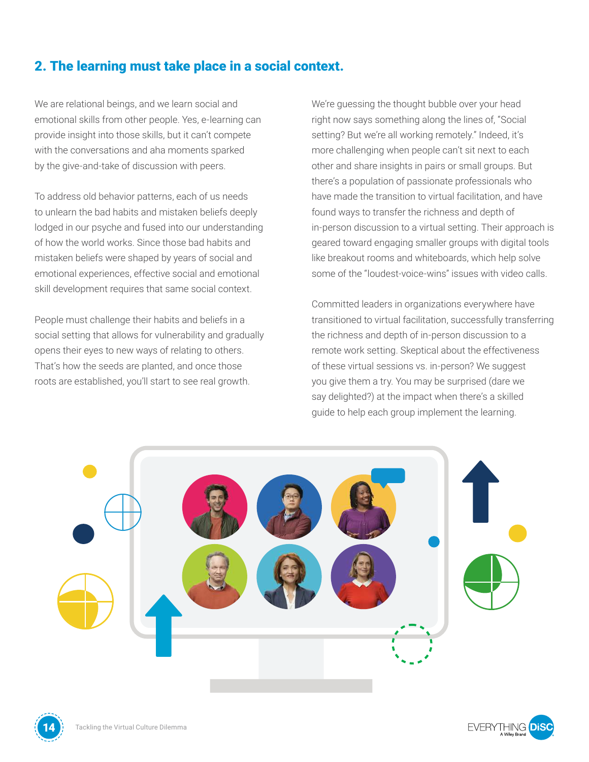## 2. The learning must take place in a social context.

We are relational beings, and we learn social and emotional skills from other people. Yes, e-learning can provide insight into those skills, but it can't compete with the conversations and aha moments sparked by the give-and-take of discussion with peers.

To address old behavior patterns, each of us needs to unlearn the bad habits and mistaken beliefs deeply lodged in our psyche and fused into our understanding of how the world works. Since those bad habits and mistaken beliefs were shaped by years of social and emotional experiences, effective social and emotional skill development requires that same social context.

People must challenge their habits and beliefs in a social setting that allows for vulnerability and gradually opens their eyes to new ways of relating to others. That's how the seeds are planted, and once those roots are established, you'll start to see real growth.

We're guessing the thought bubble over your head right now says something along the lines of, "Social setting? But we're all working remotely." Indeed, it's more challenging when people can't sit next to each other and share insights in pairs or small groups. But there's a population of passionate professionals who have made the transition to virtual facilitation, and have found ways to transfer the richness and depth of in-person discussion to a virtual setting. Their approach is geared toward engaging smaller groups with digital tools like breakout rooms and whiteboards, which help solve some of the "loudest-voice-wins" issues with video calls.

Committed leaders in organizations everywhere have transitioned to virtual facilitation, successfully transferring the richness and depth of in-person discussion to a remote work setting. Skeptical about the effectiveness of these virtual sessions vs. in-person? We suggest you give them a try. You may be surprised (dare we say delighted?) at the impact when there's a skilled guide to help each group implement the learning.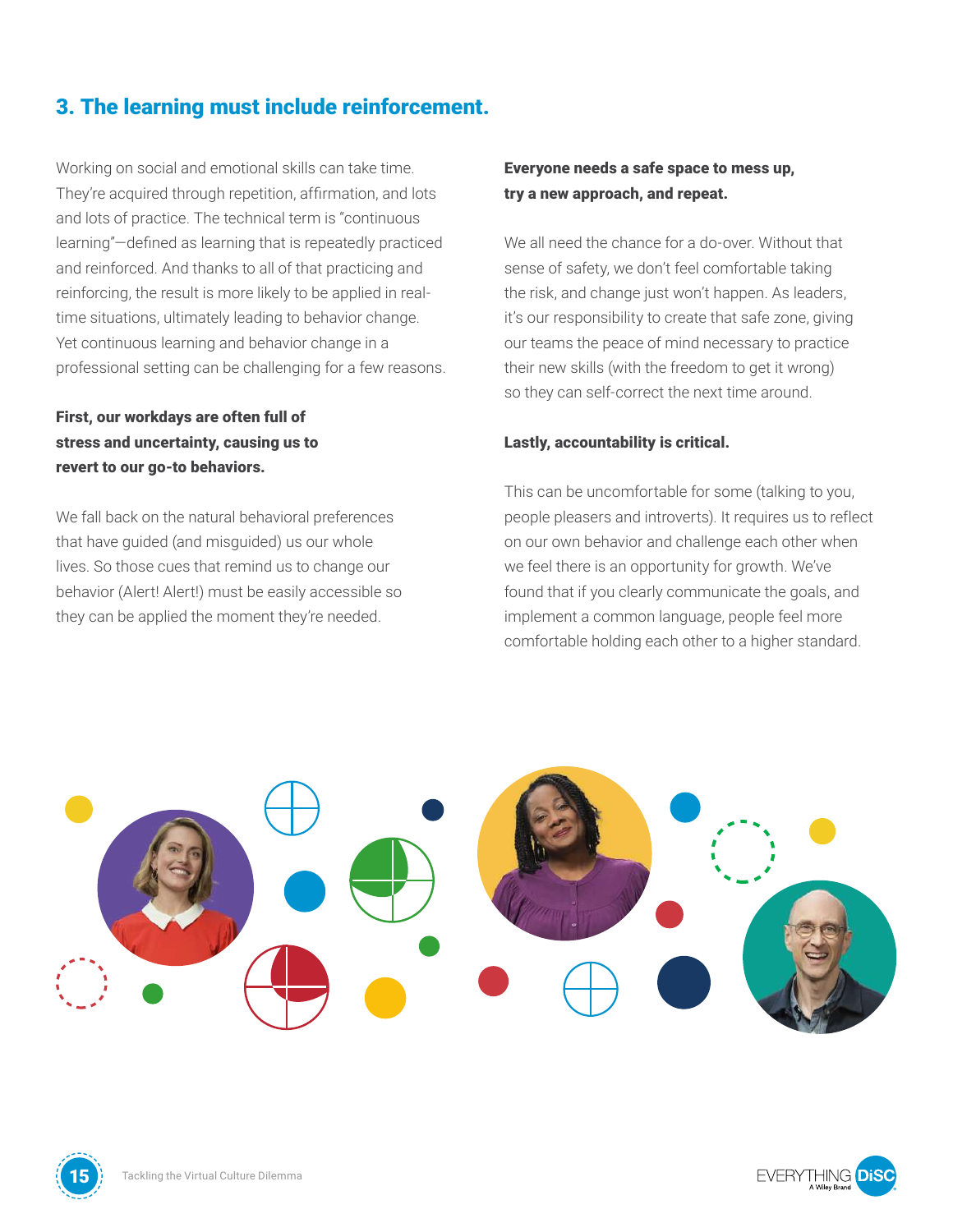## 3. The learning must include reinforcement.

Working on social and emotional skills can take time. They're acquired through repetition, affirmation, and lots and lots of practice. The technical term is "continuous learning"—defined as learning that is repeatedly practiced and reinforced. And thanks to all of that practicing and reinforcing, the result is more likely to be applied in real-time situations, ultimately leading to behavior change. Yet continuous learning and behavior change in a professional setting can be challenging for a few reasons.

**First, our workdays are often full of stress and uncertainty, causing us to revert to our go-to behaviors.**

We fall back on the natural behavioral preferences that have guided (and misguided) us our whole lives. So those cues that remind us to change our behavior (Alert! Alert!) must be easily accessible so they can be applied the moment they're needed.

**Everyone needs a safe space to mess up, try a new approach, and repeat.**

We all need the chance for a do-over. Without that sense of safety, we don't feel comfortable taking the risk, and change just won't happen. As leaders, it's our responsibility to create that safe zone, giving our teams the peace of mind necessary to practice their new skills (with the freedom to get it wrong) so they can self-correct the next time around.

**Lastly, accountability is critical.**

This can be uncomfortable for some (talking to you, people pleasers and introverts). It requires us to reflect on our own behavior and challenge each other when we feel there is an opportunity for growth. We've found that if you clearly communicate the goals, and implement a common language, people feel more comfortable holding each other to a higher standard.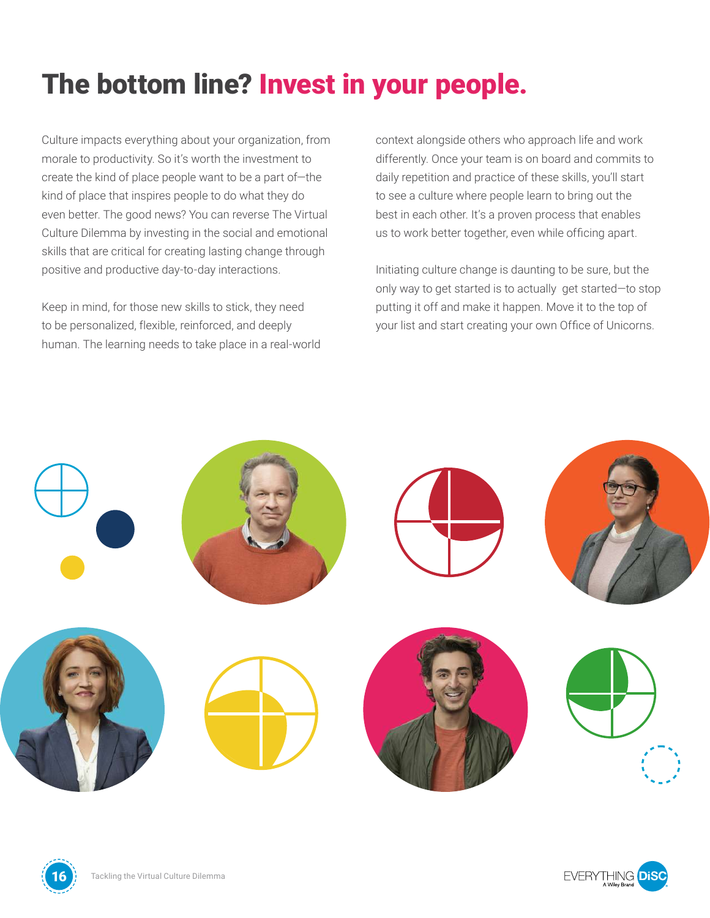# The bottom line? Invest in your people.

Culture impacts everything about your organization, from morale to productivity. So it's worth the investment to create the kind of place people want to be a part of—the kind of place that inspires people to do what they do even better. The good news? You can reverse The Virtual Culture Dilemma by investing in the social and emotional skills that are critical for creating lasting change through positive and productive day-to-day interactions.

Keep in mind, for those new skills to stick, they need to be personalized, flexible, reinforced, and deeply human. The learning needs to take place in a real-world context alongside others who approach life and work differently. Once your team is on board and commits to daily repetition and practice of these skills, you'll start to see a culture where people learn to bring out the best in each other. It's a proven process that enables us to work better together, even while officing apart.

Initiating culture change is daunting to be sure, but the only way to get started is to actually get started—to stop putting it off and make it happen. Move it to the top of your list and start creating your own Office of Unicorns.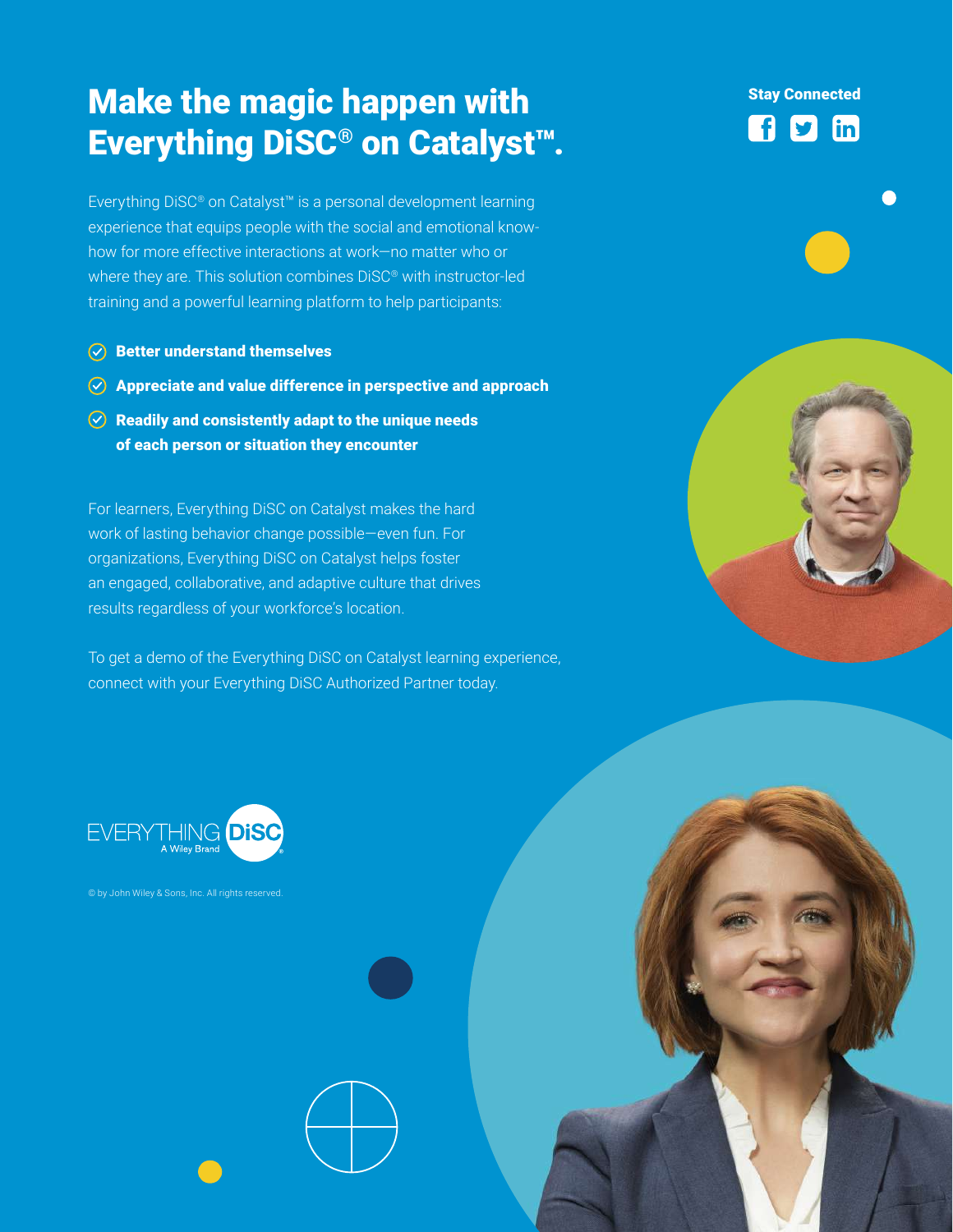# Make the magic happen with Everything DiSC® on Catalyst™.

Everything DiSC® on Catalyst™ is a personal development learning experience that equips people with the social and emotional know-how for more effective interactions at work—no matter who or where they are. This solution combines DiSC® with instructor-led training and a powerful learning platform to help participants:

- **Better understand themselves**
- **Appreciate and value difference in perspective and approach**
- **Readily and consistently adapt to the unique needs of each person or situation they encounter**

For learners, Everything DiSC on Catalyst makes the hard work of lasting behavior change possible—even fun. For organizations, Everything DiSC on Catalyst helps foster an engaged, collaborative, and adaptive culture that drives results regardless of your workforce's location.

To get a demo of the Everything DiSC on Catalyst learning experience, connect with your Everything DiSC Authorized Partner today.

**Stay Connected**

EVERYTHING DiSC®
A Wiley Brand

© by John Wiley & Sons, Inc. All rights reserved.